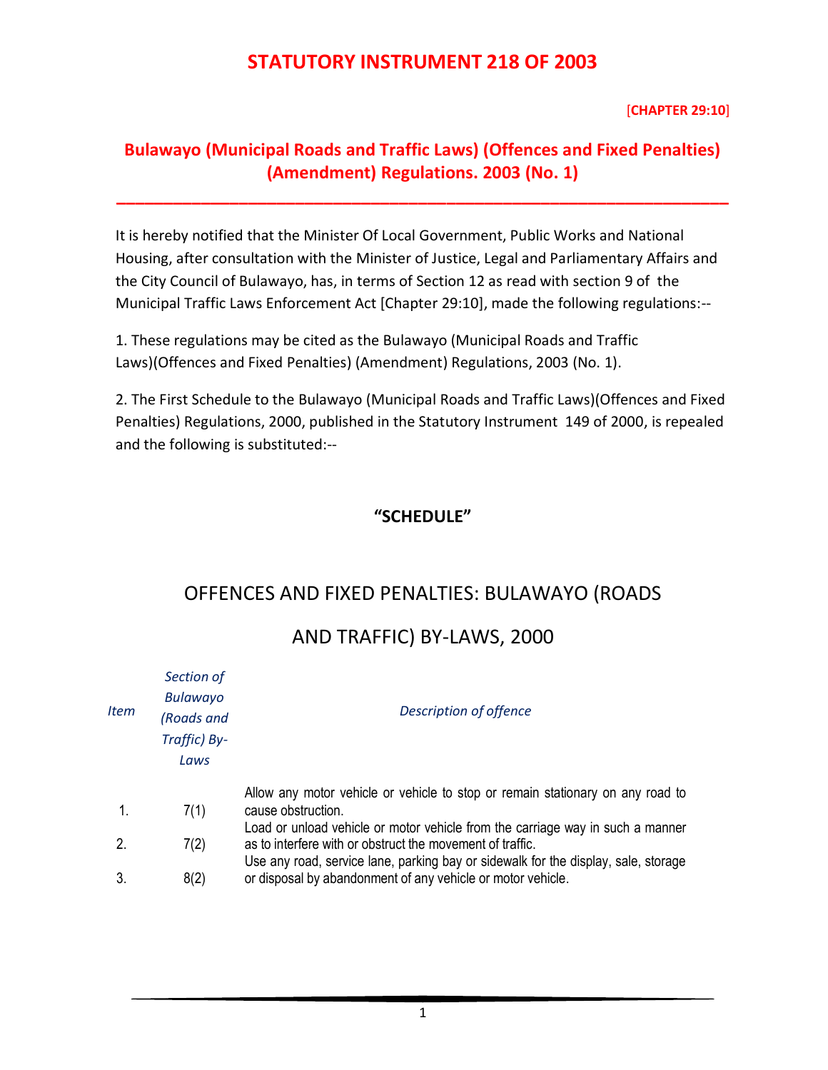# STATUTORY INSTRUMENT 218 OF 2003

[**CHAPTER 29:10**]

## Bulawayo (Municipal Roads and Traffic Laws) (Offences and Fixed Penalties) (Amendment) Regulations. 2003 (No. 1)

---

It is hereby notified that the Minister Of Local Government, Public Works and National Housing, after consultation with the Minister of Justice, Legal and Parliamentary Affairs and the City Council of Bulawayo, has, in terms of Section 12 as read with section 9 of the Municipal Traffic Laws Enforcement Act [Chapter 29:10], made the following regulations:--

1. These regulations may be cited as the Bulawayo (Municipal Roads and Traffic Laws)(Offences and Fixed Penalties) (Amendment) Regulations, 2003 (No. 1).

2. The First Schedule to the Bulawayo (Municipal Roads and Traffic Laws)(Offences and Fixed Penalties) Regulations, 2000, published in the Statutory Instrument 149 of 2000, is repealed and the following is substituted:--

### "SCHEDULE"

## OFFENCES AND FIXED PENALTIES: BULAWAYO (ROADS AND TRAFFIC) BY-LAWS, 2000

| *Item* | *Section of Bulawayo (Roads and Traffic) By-Laws* | *Description of offence* |
|---|---|---|
| 1. | 7(1) | Allow any motor vehicle or vehicle to stop or remain stationary on any road to cause obstruction. |
| 2. | 7(2) | Load or unload vehicle or motor vehicle from the carriage way in such a manner as to interfere with or obstruct the movement of traffic. |
| 3. | 8(2) | Use any road, service lane, parking bay or sidewalk for the display, sale, storage or disposal by abandonment of any vehicle or motor vehicle. |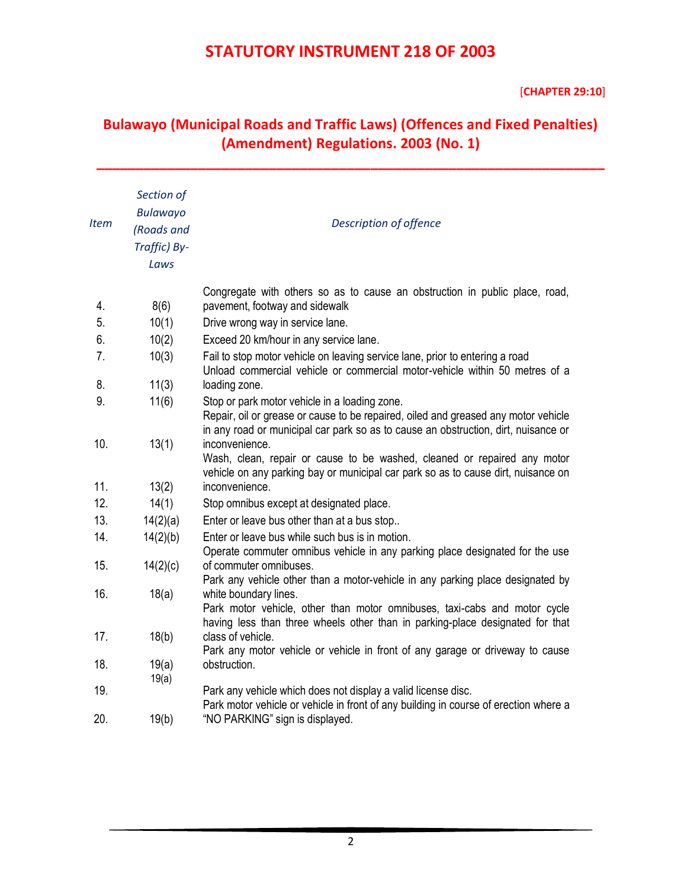# STATUTORY INSTRUMENT 218 OF 2003

[**CHAPTER 29:10**]

## Bulawayo (Municipal Roads and Traffic Laws) (Offences and Fixed Penalties) (Amendment) Regulations. 2003 (No. 1)

| *Item* | *Section of Bulawayo (Roads and Traffic) By-Laws* | *Description of offence* |
|---|---|---|
| 4. | 8(6) | Congregate with others so as to cause an obstruction in public place, road, pavement, footway and sidewalk |
| 5. | 10(1) | Drive wrong way in service lane. |
| 6. | 10(2) | Exceed 20 km/hour in any service lane. |
| 7. | 10(3) | Fail to stop motor vehicle on leaving service lane, prior to entering a road |
| 8. | 11(3) | Unload commercial vehicle or commercial motor-vehicle within 50 metres of a loading zone. |
| 9. | 11(6) | Stop or park motor vehicle in a loading zone. |
| 10. | 13(1) | Repair, oil or grease or cause to be repaired, oiled and greased any motor vehicle in any road or municipal car park so as to cause an obstruction, dirt, nuisance or inconvenience. |
| 11. | 13(2) | Wash, clean, repair or cause to be washed, cleaned or repaired any motor vehicle on any parking bay or municipal car park so as to cause dirt, nuisance on inconvenience. |
| 12. | 14(1) | Stop omnibus except at designated place. |
| 13. | 14(2)(a) | Enter or leave bus other than at a bus stop.. |
| 14. | 14(2)(b) | Enter or leave bus while such bus is in motion. |
| 15. | 14(2)(c) | Operate commuter omnibus vehicle in any parking place designated for the use of commuter omnibuses. |
| 16. | 18(a) | Park any vehicle other than a motor-vehicle in any parking place designated by white boundary lines. |
| 17. | 18(b) | Park motor vehicle, other than motor omnibuses, taxi-cabs and motor cycle having less than three wheels other than in parking-place designated for that class of vehicle. |
| 18. | 19(a) | Park any motor vehicle or vehicle in front of any garage or driveway to cause obstruction. |
| 19. | 19(a) | Park any vehicle which does not display a valid license disc. |
| 20. | 19(b) | Park motor vehicle or vehicle in front of any building in course of erection where a "NO PARKING" sign is displayed. |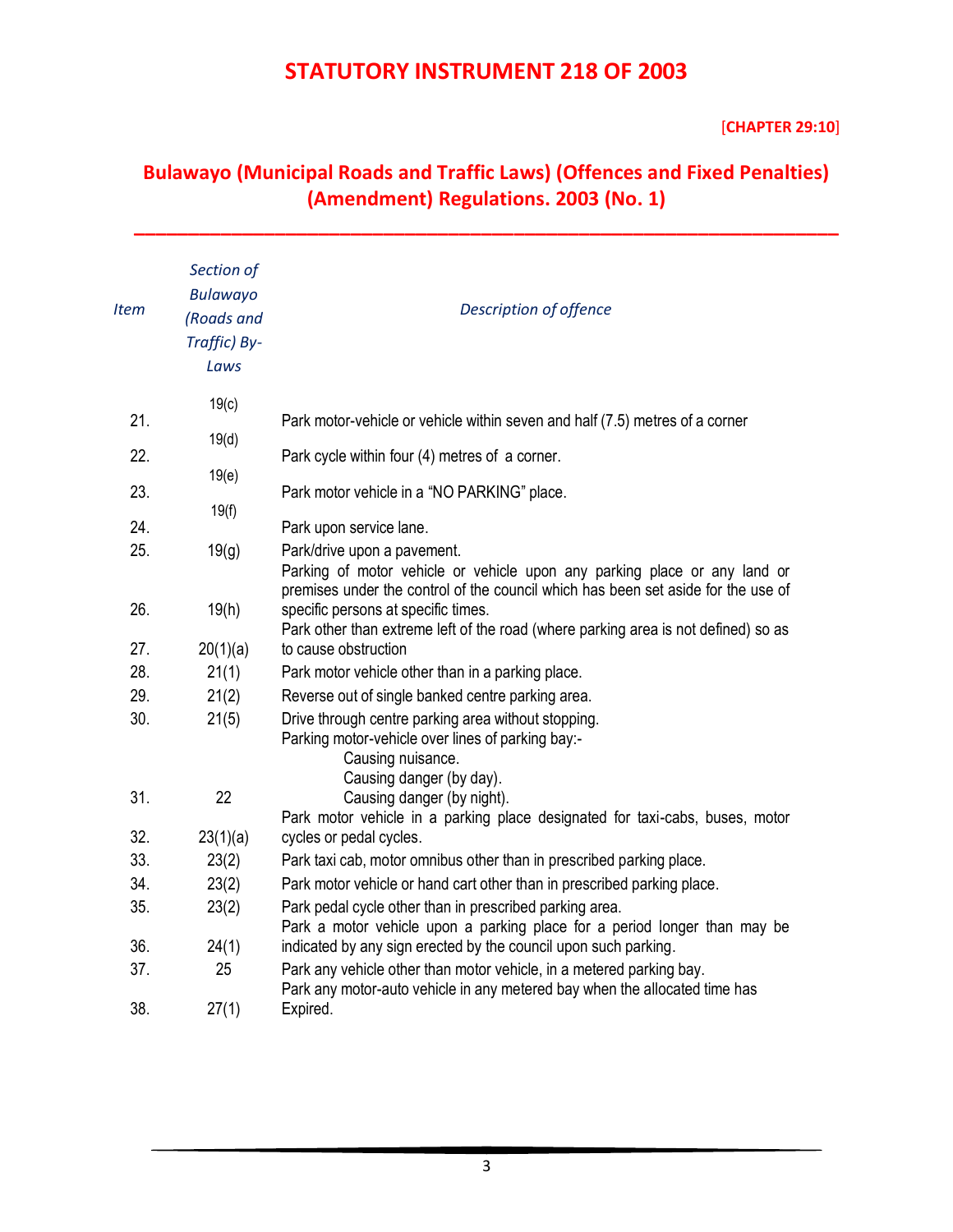# STATUTORY INSTRUMENT 218 OF 2003

[**CHAPTER 29:10**]

## Bulawayo (Municipal Roads and Traffic Laws) (Offences and Fixed Penalties) (Amendment) Regulations. 2003 (No. 1)

| *Item* | *Section of Bulawayo (Roads and Traffic) By-Laws* | *Description of offence* |
|---|---|---|
| 21. | 19(c) | Park motor-vehicle or vehicle within seven and half (7.5) metres of a corner |
| 22. | 19(d) | Park cycle within four (4) metres of a corner. |
| 23. | 19(e) | Park motor vehicle in a "NO PARKING" place. |
| 24. | 19(f) | Park upon service lane. |
| 25. | 19(g) | Park/drive upon a pavement. |
| 26. | 19(h) | Parking of motor vehicle or vehicle upon any parking place or any land or premises under the control of the council which has been set aside for the use of specific persons at specific times. |
| 27. | 20(1)(a) | Park other than extreme left of the road (where parking area is not defined) so as to cause obstruction |
| 28. | 21(1) | Park motor vehicle other than in a parking place. |
| 29. | 21(2) | Reverse out of single banked centre parking area. |
| 30. | 21(5) | Drive through centre parking area without stopping. |
| 31. | 22 | Parking motor-vehicle over lines of parking bay:- Causing nuisance. Causing danger (by day). Causing danger (by night). |
| 32. | 23(1)(a) | Park motor vehicle in a parking place designated for taxi-cabs, buses, motor cycles or pedal cycles. |
| 33. | 23(2) | Park taxi cab, motor omnibus other than in prescribed parking place. |
| 34. | 23(2) | Park motor vehicle or hand cart other than in prescribed parking place. |
| 35. | 23(2) | Park pedal cycle other than in prescribed parking area. |
| 36. | 24(1) | Park a motor vehicle upon a parking place for a period longer than may be indicated by any sign erected by the council upon such parking. |
| 37. | 25 | Park any vehicle other than motor vehicle, in a metered parking bay. |
| 38. | 27(1) | Park any motor-auto vehicle in any metered bay when the allocated time has Expired. |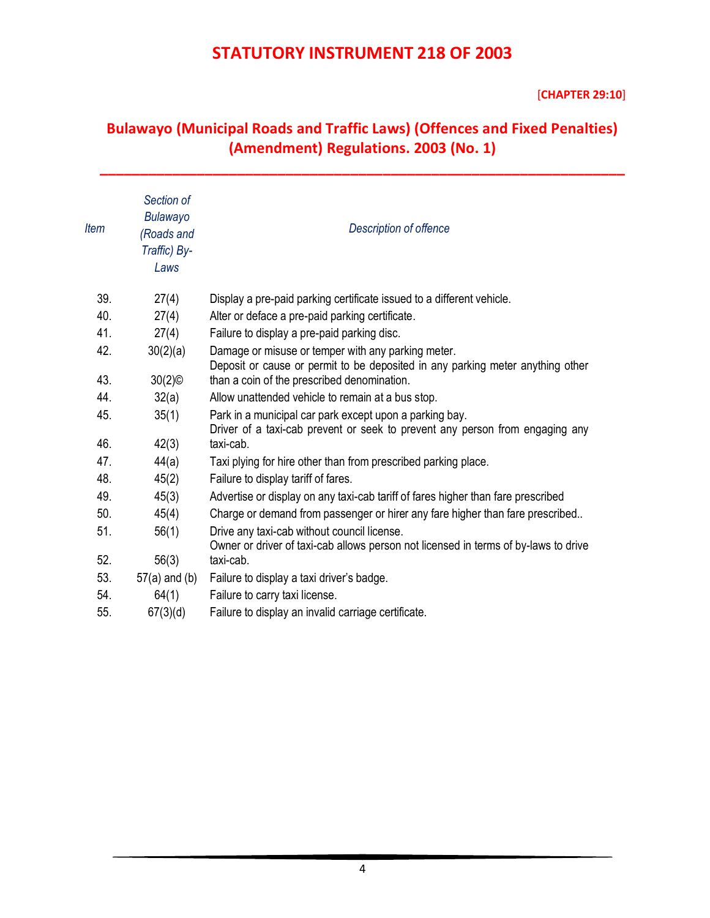# STATUTORY INSTRUMENT 218 OF 2003

[**CHAPTER 29:10**]

## Bulawayo (Municipal Roads and Traffic Laws) (Offences and Fixed Penalties) (Amendment) Regulations. 2003 (No. 1)

| *Item* | *Section of Bulawayo (Roads and Traffic) By-Laws* | *Description of offence* |
|---|---|---|
| 39. | 27(4) | Display a pre-paid parking certificate issued to a different vehicle. |
| 40. | 27(4) | Alter or deface a pre-paid parking certificate. |
| 41. | 27(4) | Failure to display a pre-paid parking disc. |
| 42. | 30(2)(a) | Damage or misuse or temper with any parking meter. |
| 43. | 30(2)© | Deposit or cause or permit to be deposited in any parking meter anything other than a coin of the prescribed denomination. |
| 44. | 32(a) | Allow unattended vehicle to remain at a bus stop. |
| 45. | 35(1) | Park in a municipal car park except upon a parking bay. |
| 46. | 42(3) | Driver of a taxi-cab prevent or seek to prevent any person from engaging any taxi-cab. |
| 47. | 44(a) | Taxi plying for hire other than from prescribed parking place. |
| 48. | 45(2) | Failure to display tariff of fares. |
| 49. | 45(3) | Advertise or display on any taxi-cab tariff of fares higher than fare prescribed |
| 50. | 45(4) | Charge or demand from passenger or hirer any fare higher than fare prescribed.. |
| 51. | 56(1) | Drive any taxi-cab without council license. |
| 52. | 56(3) | Owner or driver of taxi-cab allows person not licensed in terms of by-laws to drive taxi-cab. |
| 53. | 57(a) and (b) | Failure to display a taxi driver's badge. |
| 54. | 64(1) | Failure to carry taxi license. |
| 55. | 67(3)(d) | Failure to display an invalid carriage certificate. |